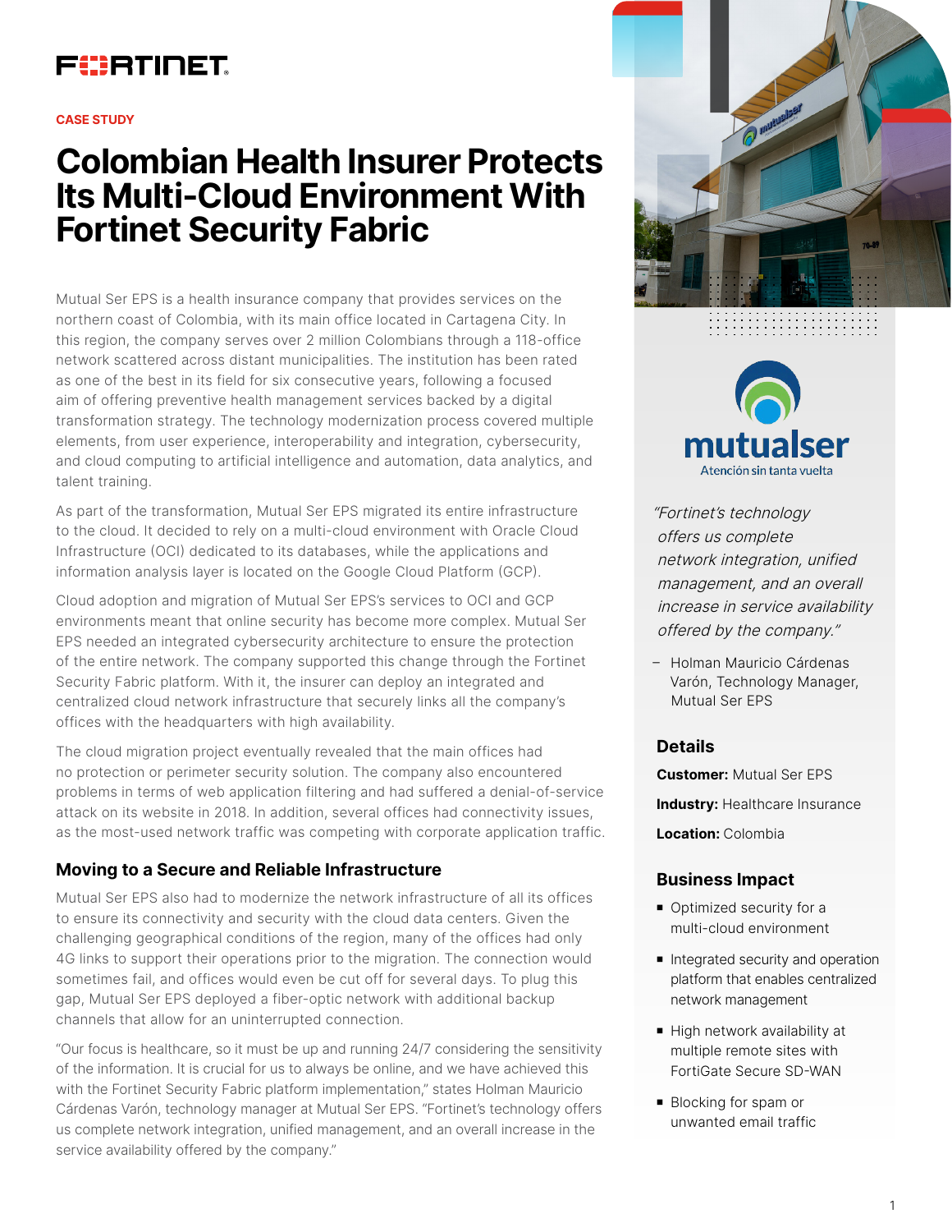CASE STUDY

# Colombian Health Insurer Protects Its Multi-Cloud Environment With Fortinet Security Fabric

Mutual Ser EPS is a health insurance company that provides services on the northern coast of Colombia, with its main office located in Cartagena City. In this region, the company serves over 2 million Colombians through a 118-office network scattered across distant municipalities. The institution has been rated as one of the best in its field for six consecutive years, following a focused aim of offering preventive health management services backed by a digital transformation strategy. The technology modernization process covered multiple elements, from user experience, interoperability and integration, cybersecurity, and cloud computing to artificial intelligence and automation, data analytics, and talent training.

As part of the transformation, Mutual Ser EPS migrated its entire infrastructure to the cloud. It decided to rely on a multi-cloud environment with Oracle Cloud Infrastructure (OCI) dedicated to its databases, while the applications and information analysis layer is located on the Google Cloud Platform (GCP).

Cloud adoption and migration of Mutual Ser EPS's services to OCI and GCP environments meant that online security has become more complex. Mutual Ser EPS needed an integrated cybersecurity architecture to ensure the protection of the entire network. The company supported this change through the Fortinet Security Fabric platform. With it, the insurer can deploy an integrated and centralized cloud network infrastructure that securely links all the company's offices with the headquarters with high availability.

The cloud migration project eventually revealed that the main offices had no protection or perimeter security solution. The company also encountered problems in terms of web application filtering and had suffered a denial-of-service attack on its website in 2018. In addition, several offices had connectivity issues, as the most-used network traffic was competing with corporate application traffic.

## Moving to a Secure and Reliable Infrastructure

Mutual Ser EPS also had to modernize the network infrastructure of all its offices to ensure its connectivity and security with the cloud data centers. Given the challenging geographical conditions of the region, many of the offices had only 4G links to support their operations prior to the migration. The connection would sometimes fail, and offices would even be cut off for several days. To plug this gap, Mutual Ser EPS deployed a fiber-optic network with additional backup channels that allow for an uninterrupted connection.

"Our focus is healthcare, so it must be up and running 24/7 considering the sensitivity of the information. It is crucial for us to always be online, and we have achieved this with the Fortinet Security Fabric platform implementation," states Holman Mauricio Cárdenas Varón, technology manager at Mutual Ser EPS. "Fortinet's technology offers us complete network integration, unified management, and an overall increase in the service availability offered by the company."

mutualser
Atención sin tanta vuelta

*"Fortinet's technology offers us complete network integration, unified management, and an overall increase in service availability offered by the company."*

– Holman Mauricio Cárdenas Varón, Technology Manager, Mutual Ser EPS

## Details

**Customer:** Mutual Ser EPS

**Industry:** Healthcare Insurance

**Location:** Colombia

## Business Impact

- Optimized security for a multi-cloud environment
- Integrated security and operation platform that enables centralized network management
- High network availability at multiple remote sites with FortiGate Secure SD-WAN
- Blocking for spam or unwanted email traffic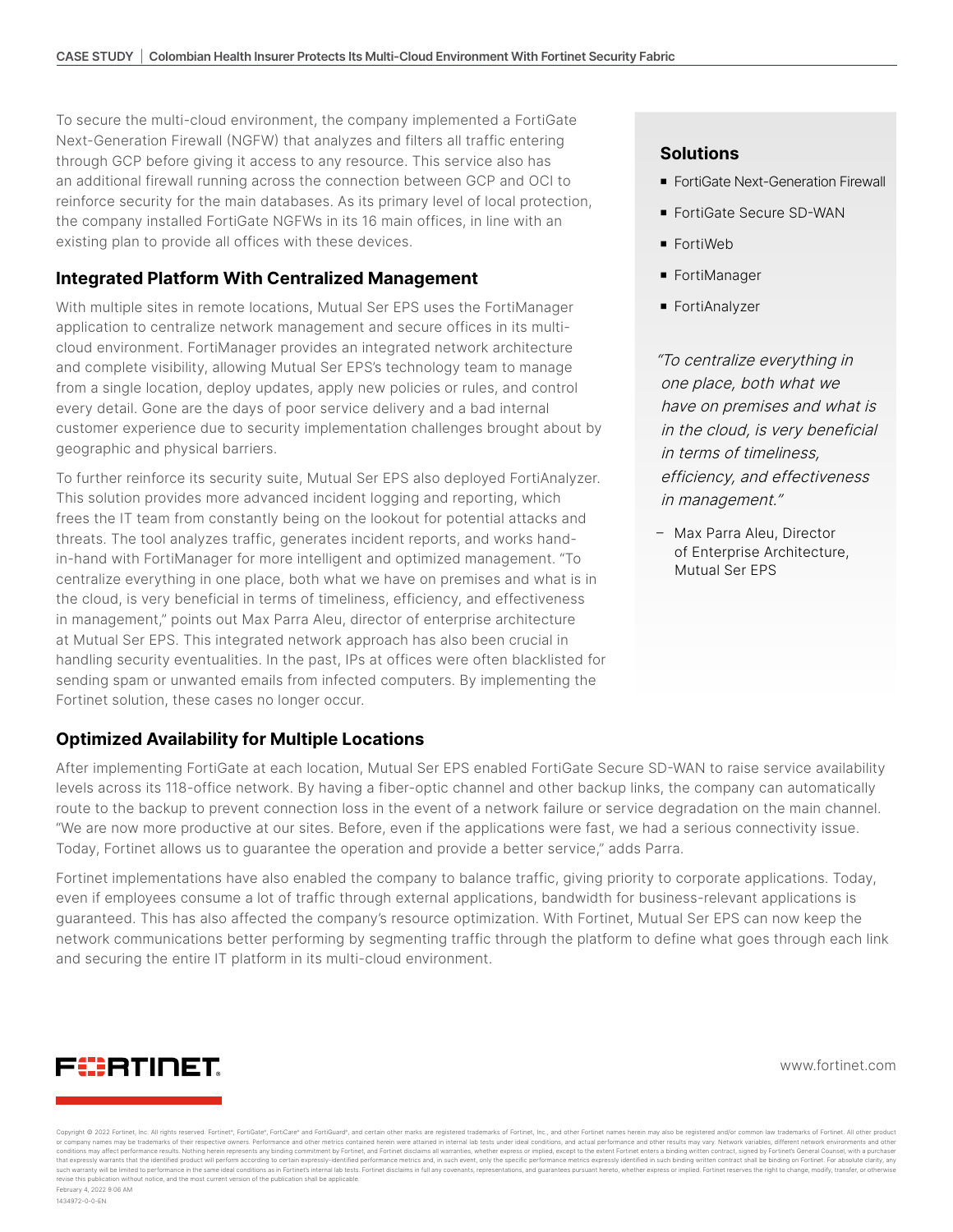To secure the multi-cloud environment, the company implemented a FortiGate Next-Generation Firewall (NGFW) that analyzes and filters all traffic entering through GCP before giving it access to any resource. This service also has an additional firewall running across the connection between GCP and OCI to reinforce security for the main databases. As its primary level of local protection, the company installed FortiGate NGFWs in its 16 main offices, in line with an existing plan to provide all offices with these devices.

## Integrated Platform With Centralized Management

With multiple sites in remote locations, Mutual Ser EPS uses the FortiManager application to centralize network management and secure offices in its multi-cloud environment. FortiManager provides an integrated network architecture and complete visibility, allowing Mutual Ser EPS's technology team to manage from a single location, deploy updates, apply new policies or rules, and control every detail. Gone are the days of poor service delivery and a bad internal customer experience due to security implementation challenges brought about by geographic and physical barriers.

To further reinforce its security suite, Mutual Ser EPS also deployed FortiAnalyzer. This solution provides more advanced incident logging and reporting, which frees the IT team from constantly being on the lookout for potential attacks and threats. The tool analyzes traffic, generates incident reports, and works hand-in-hand with FortiManager for more intelligent and optimized management. "To centralize everything in one place, both what we have on premises and what is in the cloud, is very beneficial in terms of timeliness, efficiency, and effectiveness in management," points out Max Parra Aleu, director of enterprise architecture at Mutual Ser EPS. This integrated network approach has also been crucial in handling security eventualities. In the past, IPs at offices were often blacklisted for sending spam or unwanted emails from infected computers. By implementing the Fortinet solution, these cases no longer occur.

## Optimized Availability for Multiple Locations

After implementing FortiGate at each location, Mutual Ser EPS enabled FortiGate Secure SD-WAN to raise service availability levels across its 118-office network. By having a fiber-optic channel and other backup links, the company can automatically route to the backup to prevent connection loss in the event of a network failure or service degradation on the main channel. "We are now more productive at our sites. Before, even if the applications were fast, we had a serious connectivity issue. Today, Fortinet allows us to guarantee the operation and provide a better service," adds Parra.

Fortinet implementations have also enabled the company to balance traffic, giving priority to corporate applications. Today, even if employees consume a lot of traffic through external applications, bandwidth for business-relevant applications is guaranteed. This has also affected the company's resource optimization. With Fortinet, Mutual Ser EPS can now keep the network communications better performing by segmenting traffic through the platform to define what goes through each link and securing the entire IT platform in its multi-cloud environment.

### Solutions

- FortiGate Next-Generation Firewall
- FortiGate Secure SD-WAN
- FortiWeb
- FortiManager
- FortiAnalyzer

*"To centralize everything in one place, both what we have on premises and what is in the cloud, is very beneficial in terms of timeliness, efficiency, and effectiveness in management."*

– Max Parra Aleu, Director of Enterprise Architecture, Mutual Ser EPS

FORTINET

www.fortinet.com

Copyright © 2022 Fortinet, Inc. All rights reserved. Fortinet®, FortiGate®, FortiCare® and FortiGuard®, and certain other marks are registered trademarks of Fortinet, Inc., and other Fortinet names herein may also be registered and/or common law trademarks of Fortinet. All other product or company names may be trademarks of their respective owners. Performance and other metrics contained herein were attained in internal lab tests under ideal conditions, and actual performance and other results may vary. Network variables, different network environments and other conditions may affect performance results. Nothing herein represents any binding commitment by Fortinet, and Fortinet disclaims all warranties, whether express or implied, except to the extent Fortinet enters a binding written contract, signed by Fortinet's General Counsel, with a purchaser that expressly warrants that the identified product will perform according to certain expressly-identified performance metrics and, in such event, only the specific performance metrics expressly identified in such binding written contract shall be binding on Fortinet. For absolute clarity, any such warranty will be limited to performance in the same ideal conditions as in Fortinet's internal lab tests. Fortinet disclaims in full any covenants, representations, and guarantees pursuant hereto, whether express or implied. Fortinet reserves the right to change, modify, transfer, or otherwise revise this publication without notice, and the most current version of the publication shall be applicable.

February 4, 2022 9:06 AM

1434972-0-0-EN